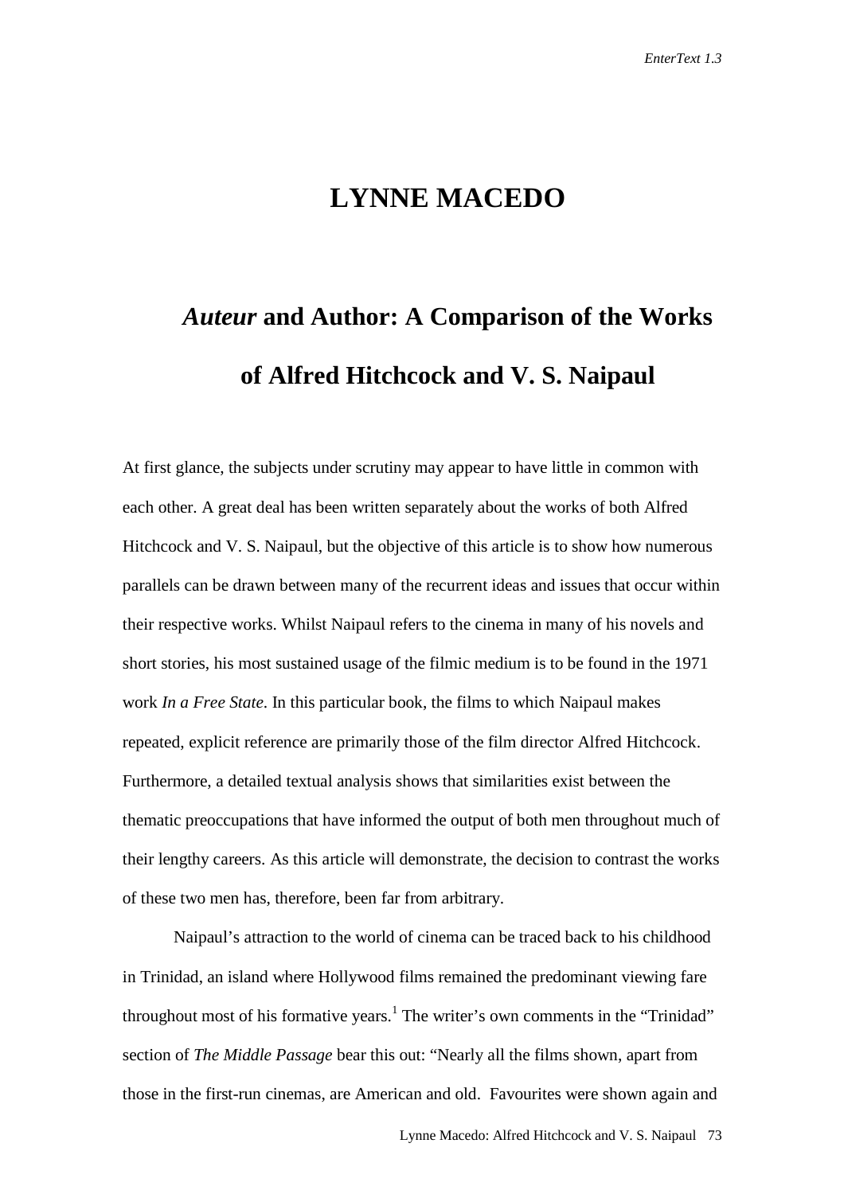# LYNNE MACEDO

## *Auteur* and Author: A Comparison of the Works of Alfred Hitchcock and V. S. Naipaul

At first glance, the subjects under scrutiny may appear to have little in common with each other. A great deal has been written separately about the works of both Alfred Hitchcock and V. S. Naipaul, but the objective of this article is to show how numerous parallels can be drawn between many of the recurrent ideas and issues that occur within their respective works. Whilst Naipaul refers to the cinema in many of his novels and short stories, his most sustained usage of the filmic medium is to be found in the 1971 work *In a Free State*. In this particular book, the films to which Naipaul makes repeated, explicit reference are primarily those of the film director Alfred Hitchcock. Furthermore, a detailed textual analysis shows that similarities exist between the thematic preoccupations that have informed the output of both men throughout much of their lengthy careers. As this article will demonstrate, the decision to contrast the works of these two men has, therefore, been far from arbitrary.

Naipaul's attraction to the world of cinema can be traced back to his childhood in Trinidad, an island where Hollywood films remained the predominant viewing fare throughout most of his formative years.[1] The writer's own comments in the "Trinidad" section of *The Middle Passage* bear this out: "Nearly all the films shown, apart from those in the first-run cinemas, are American and old. Favourites were shown again and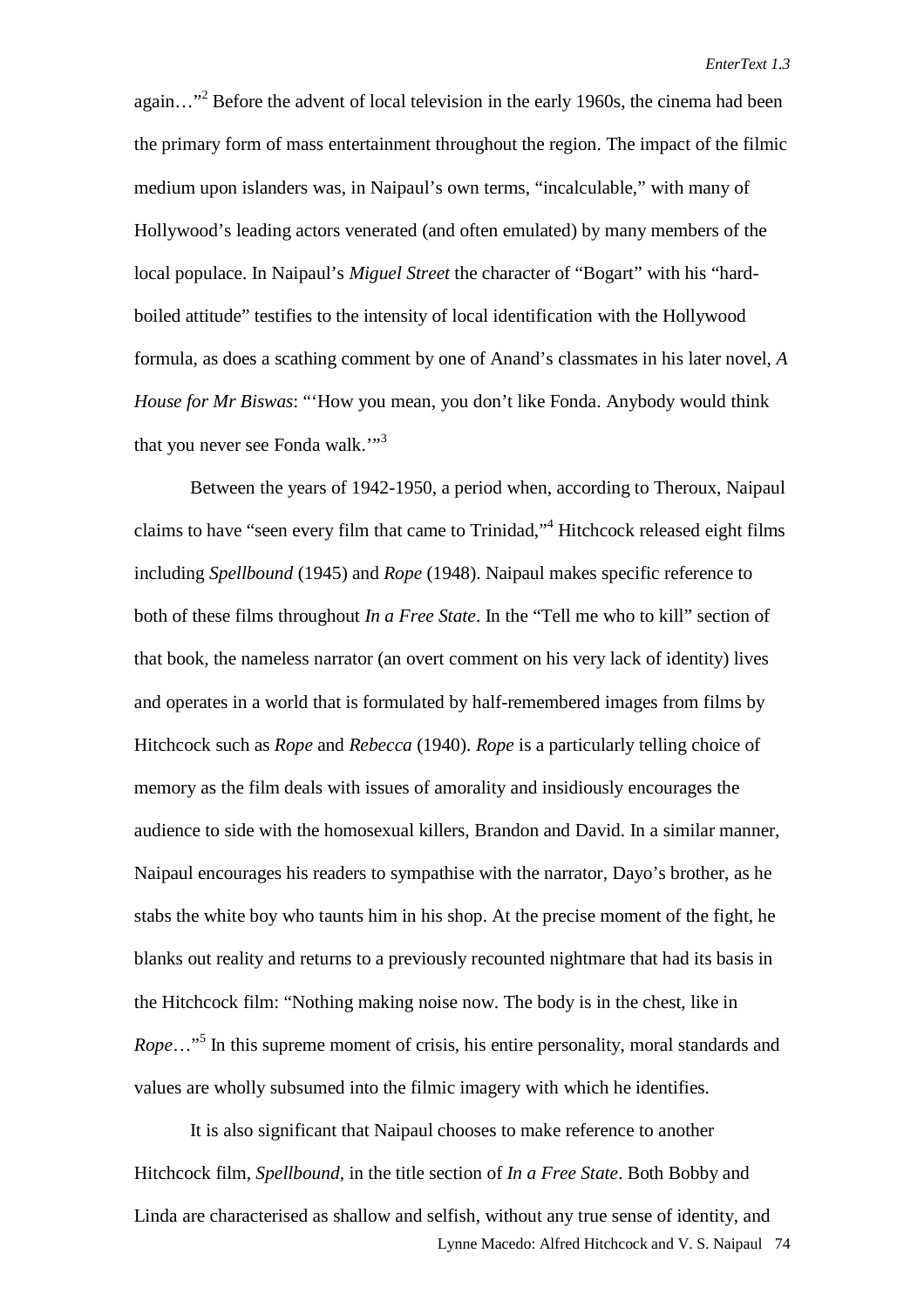again…"[2] Before the advent of local television in the early 1960s, the cinema had been the primary form of mass entertainment throughout the region. The impact of the filmic medium upon islanders was, in Naipaul's own terms, "incalculable," with many of Hollywood's leading actors venerated (and often emulated) by many members of the local populace. In Naipaul's *Miguel Street* the character of "Bogart" with his "hard-boiled attitude" testifies to the intensity of local identification with the Hollywood formula, as does a scathing comment by one of Anand's classmates in his later novel, *A House for Mr Biswas*: "'How you mean, you don't like Fonda. Anybody would think that you never see Fonda walk.'"[3]

Between the years of 1942-1950, a period when, according to Theroux, Naipaul claims to have "seen every film that came to Trinidad,"[4] Hitchcock released eight films including *Spellbound* (1945) and *Rope* (1948). Naipaul makes specific reference to both of these films throughout *In a Free State*. In the "Tell me who to kill" section of that book, the nameless narrator (an overt comment on his very lack of identity) lives and operates in a world that is formulated by half-remembered images from films by Hitchcock such as *Rope* and *Rebecca* (1940). *Rope* is a particularly telling choice of memory as the film deals with issues of amorality and insidiously encourages the audience to side with the homosexual killers, Brandon and David. In a similar manner, Naipaul encourages his readers to sympathise with the narrator, Dayo's brother, as he stabs the white boy who taunts him in his shop. At the precise moment of the fight, he blanks out reality and returns to a previously recounted nightmare that had its basis in the Hitchcock film: "Nothing making noise now. The body is in the chest, like in *Rope*…"[5] In this supreme moment of crisis, his entire personality, moral standards and values are wholly subsumed into the filmic imagery with which he identifies.

It is also significant that Naipaul chooses to make reference to another Hitchcock film, *Spellbound*, in the title section of *In a Free State*. Both Bobby and Linda are characterised as shallow and selfish, without any true sense of identity, and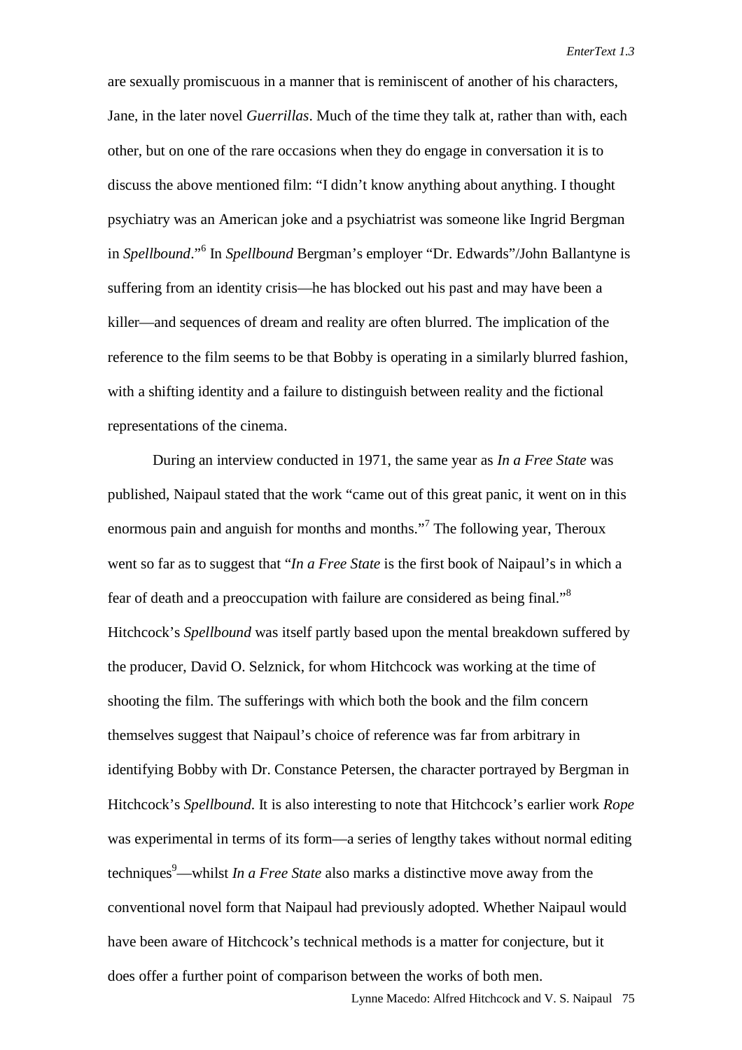are sexually promiscuous in a manner that is reminiscent of another of his characters, Jane, in the later novel *Guerrillas*. Much of the time they talk at, rather than with, each other, but on one of the rare occasions when they do engage in conversation it is to discuss the above mentioned film: "I didn't know anything about anything. I thought psychiatry was an American joke and a psychiatrist was someone like Ingrid Bergman in *Spellbound*."[6] In *Spellbound* Bergman's employer "Dr. Edwards"/John Ballantyne is suffering from an identity crisis—he has blocked out his past and may have been a killer—and sequences of dream and reality are often blurred. The implication of the reference to the film seems to be that Bobby is operating in a similarly blurred fashion, with a shifting identity and a failure to distinguish between reality and the fictional representations of the cinema.

During an interview conducted in 1971, the same year as *In a Free State* was published, Naipaul stated that the work "came out of this great panic, it went on in this enormous pain and anguish for months and months."[7] The following year, Theroux went so far as to suggest that "*In a Free State* is the first book of Naipaul's in which a fear of death and a preoccupation with failure are considered as being final."[8] Hitchcock's *Spellbound* was itself partly based upon the mental breakdown suffered by the producer, David O. Selznick, for whom Hitchcock was working at the time of shooting the film. The sufferings with which both the book and the film concern themselves suggest that Naipaul's choice of reference was far from arbitrary in identifying Bobby with Dr. Constance Petersen, the character portrayed by Bergman in Hitchcock's *Spellbound*. It is also interesting to note that Hitchcock's earlier work *Rope* was experimental in terms of its form—a series of lengthy takes without normal editing techniques[9]—whilst *In a Free State* also marks a distinctive move away from the conventional novel form that Naipaul had previously adopted. Whether Naipaul would have been aware of Hitchcock's technical methods is a matter for conjecture, but it does offer a further point of comparison between the works of both men.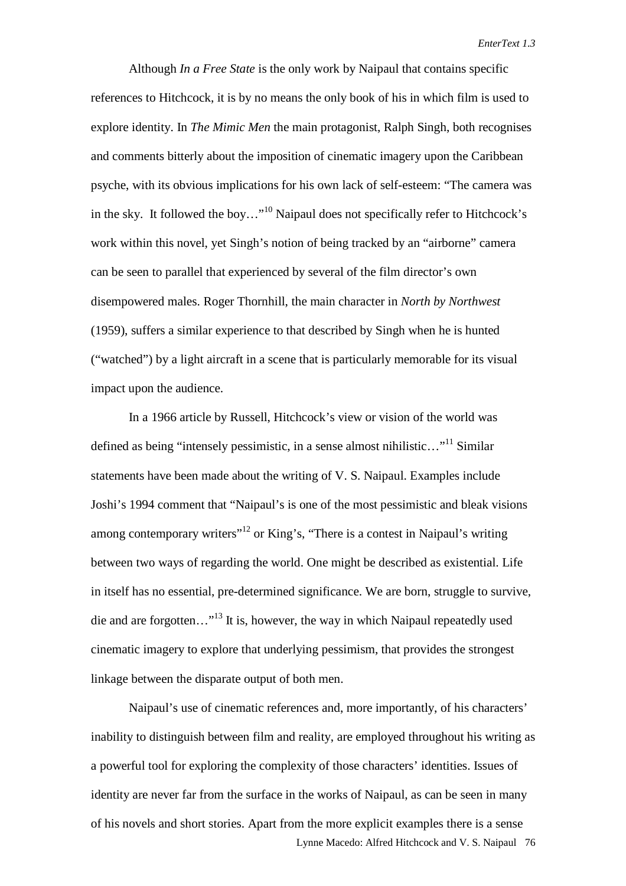Although *In a Free State* is the only work by Naipaul that contains specific references to Hitchcock, it is by no means the only book of his in which film is used to explore identity. In *The Mimic Men* the main protagonist, Ralph Singh, both recognises and comments bitterly about the imposition of cinematic imagery upon the Caribbean psyche, with its obvious implications for his own lack of self-esteem: "The camera was in the sky. It followed the boy…"[10] Naipaul does not specifically refer to Hitchcock's work within this novel, yet Singh's notion of being tracked by an "airborne" camera can be seen to parallel that experienced by several of the film director's own disempowered males. Roger Thornhill, the main character in *North by Northwest* (1959), suffers a similar experience to that described by Singh when he is hunted ("watched") by a light aircraft in a scene that is particularly memorable for its visual impact upon the audience.

In a 1966 article by Russell, Hitchcock's view or vision of the world was defined as being "intensely pessimistic, in a sense almost nihilistic…"[11] Similar statements have been made about the writing of V. S. Naipaul. Examples include Joshi's 1994 comment that "Naipaul's is one of the most pessimistic and bleak visions among contemporary writers"[12] or King's, "There is a contest in Naipaul's writing between two ways of regarding the world. One might be described as existential. Life in itself has no essential, pre-determined significance. We are born, struggle to survive, die and are forgotten…"[13] It is, however, the way in which Naipaul repeatedly used cinematic imagery to explore that underlying pessimism, that provides the strongest linkage between the disparate output of both men.

Naipaul's use of cinematic references and, more importantly, of his characters' inability to distinguish between film and reality, are employed throughout his writing as a powerful tool for exploring the complexity of those characters' identities. Issues of identity are never far from the surface in the works of Naipaul, as can be seen in many of his novels and short stories. Apart from the more explicit examples there is a sense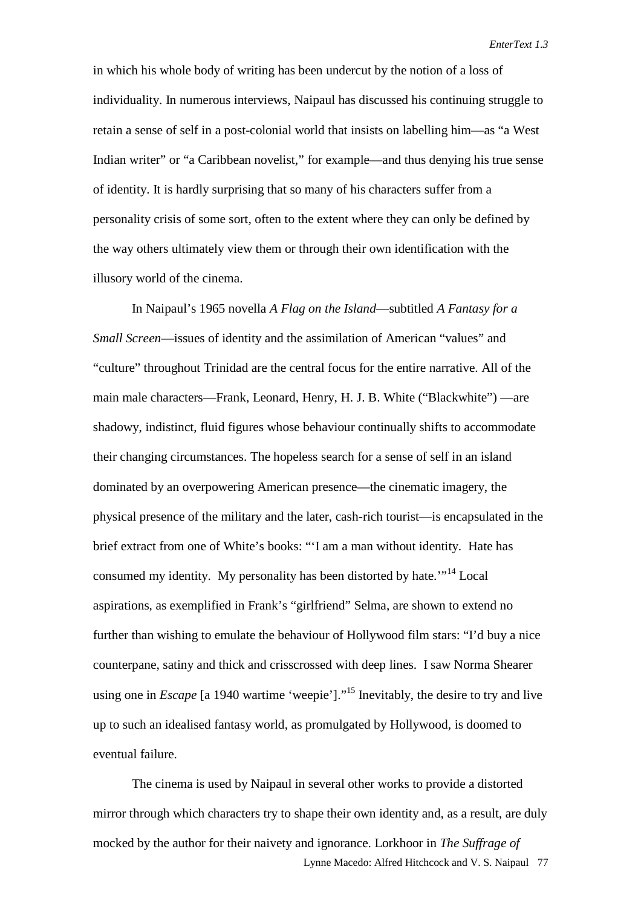in which his whole body of writing has been undercut by the notion of a loss of individuality. In numerous interviews, Naipaul has discussed his continuing struggle to retain a sense of self in a post-colonial world that insists on labelling him—as "a West Indian writer" or "a Caribbean novelist," for example—and thus denying his true sense of identity. It is hardly surprising that so many of his characters suffer from a personality crisis of some sort, often to the extent where they can only be defined by the way others ultimately view them or through their own identification with the illusory world of the cinema.

In Naipaul's 1965 novella *A Flag on the Island*—subtitled *A Fantasy for a Small Screen*—issues of identity and the assimilation of American "values" and "culture" throughout Trinidad are the central focus for the entire narrative. All of the main male characters—Frank, Leonard, Henry, H. J. B. White ("Blackwhite") —are shadowy, indistinct, fluid figures whose behaviour continually shifts to accommodate their changing circumstances. The hopeless search for a sense of self in an island dominated by an overpowering American presence—the cinematic imagery, the physical presence of the military and the later, cash-rich tourist—is encapsulated in the brief extract from one of White's books: "'I am a man without identity. Hate has consumed my identity. My personality has been distorted by hate.'"[14] Local aspirations, as exemplified in Frank's "girlfriend" Selma, are shown to extend no further than wishing to emulate the behaviour of Hollywood film stars: "I'd buy a nice counterpane, satiny and thick and crisscrossed with deep lines. I saw Norma Shearer using one in *Escape* [a 1940 wartime 'weepie']."[15] Inevitably, the desire to try and live up to such an idealised fantasy world, as promulgated by Hollywood, is doomed to eventual failure.

The cinema is used by Naipaul in several other works to provide a distorted mirror through which characters try to shape their own identity and, as a result, are duly mocked by the author for their naivety and ignorance. Lorkhoor in *The Suffrage of*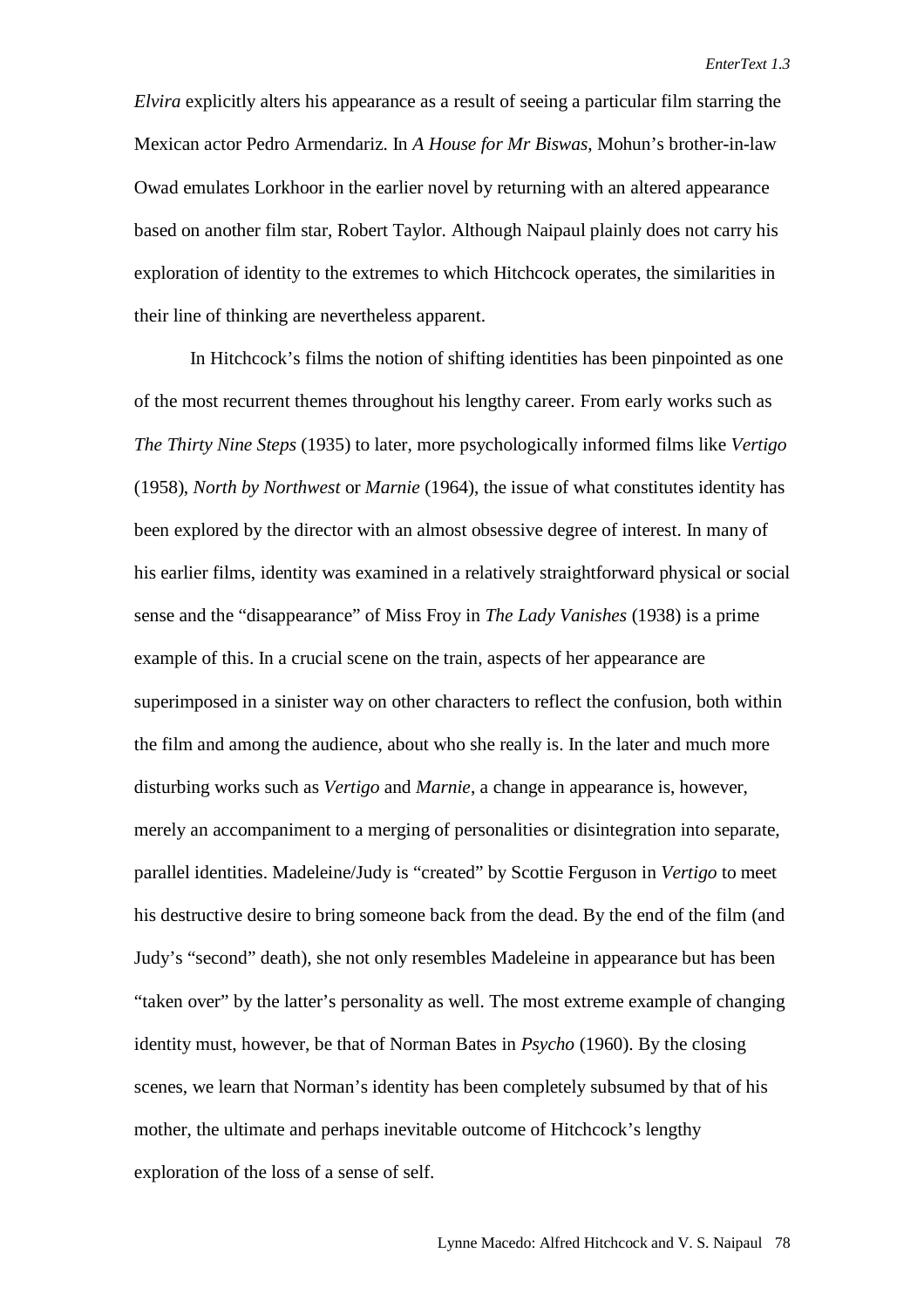*Elvira* explicitly alters his appearance as a result of seeing a particular film starring the Mexican actor Pedro Armendariz. In *A House for Mr Biswas*, Mohun's brother-in-law Owad emulates Lorkhoor in the earlier novel by returning with an altered appearance based on another film star, Robert Taylor. Although Naipaul plainly does not carry his exploration of identity to the extremes to which Hitchcock operates, the similarities in their line of thinking are nevertheless apparent.

In Hitchcock's films the notion of shifting identities has been pinpointed as one of the most recurrent themes throughout his lengthy career. From early works such as *The Thirty Nine Steps* (1935) to later, more psychologically informed films like *Vertigo* (1958), *North by Northwest* or *Marnie* (1964), the issue of what constitutes identity has been explored by the director with an almost obsessive degree of interest. In many of his earlier films, identity was examined in a relatively straightforward physical or social sense and the "disappearance" of Miss Froy in *The Lady Vanishes* (1938) is a prime example of this. In a crucial scene on the train, aspects of her appearance are superimposed in a sinister way on other characters to reflect the confusion, both within the film and among the audience, about who she really is. In the later and much more disturbing works such as *Vertigo* and *Marnie*, a change in appearance is, however, merely an accompaniment to a merging of personalities or disintegration into separate, parallel identities. Madeleine/Judy is "created" by Scottie Ferguson in *Vertigo* to meet his destructive desire to bring someone back from the dead. By the end of the film (and Judy's "second" death), she not only resembles Madeleine in appearance but has been "taken over" by the latter's personality as well. The most extreme example of changing identity must, however, be that of Norman Bates in *Psycho* (1960). By the closing scenes, we learn that Norman's identity has been completely subsumed by that of his mother, the ultimate and perhaps inevitable outcome of Hitchcock's lengthy exploration of the loss of a sense of self.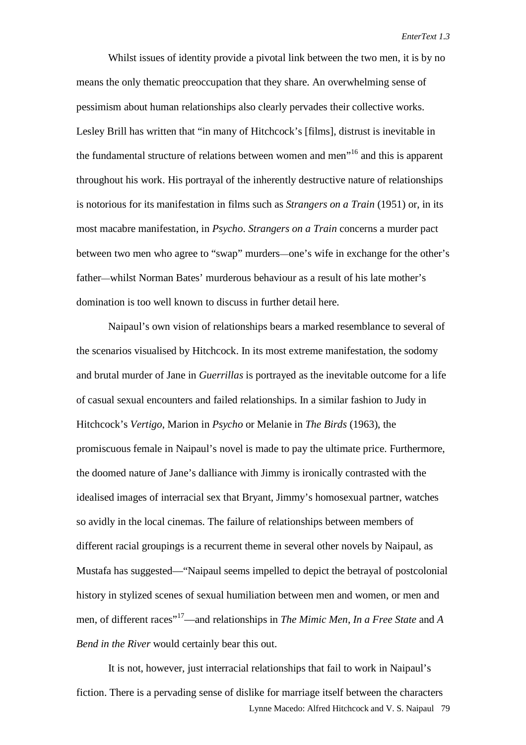Whilst issues of identity provide a pivotal link between the two men, it is by no means the only thematic preoccupation that they share. An overwhelming sense of pessimism about human relationships also clearly pervades their collective works. Lesley Brill has written that "in many of Hitchcock's [films], distrust is inevitable in the fundamental structure of relations between women and men"[16] and this is apparent throughout his work. His portrayal of the inherently destructive nature of relationships is notorious for its manifestation in films such as *Strangers on a Train* (1951) or, in its most macabre manifestation, in *Psycho*. *Strangers on a Train* concerns a murder pact between two men who agree to "swap" murders—one's wife in exchange for the other's father—whilst Norman Bates' murderous behaviour as a result of his late mother's domination is too well known to discuss in further detail here.

Naipaul's own vision of relationships bears a marked resemblance to several of the scenarios visualised by Hitchcock. In its most extreme manifestation, the sodomy and brutal murder of Jane in *Guerrillas* is portrayed as the inevitable outcome for a life of casual sexual encounters and failed relationships. In a similar fashion to Judy in Hitchcock's *Vertigo*, Marion in *Psycho* or Melanie in *The Birds* (1963), the promiscuous female in Naipaul's novel is made to pay the ultimate price. Furthermore, the doomed nature of Jane's dalliance with Jimmy is ironically contrasted with the idealised images of interracial sex that Bryant, Jimmy's homosexual partner, watches so avidly in the local cinemas. The failure of relationships between members of different racial groupings is a recurrent theme in several other novels by Naipaul, as Mustafa has suggested—"Naipaul seems impelled to depict the betrayal of postcolonial history in stylized scenes of sexual humiliation between men and women, or men and men, of different races"[17]—and relationships in *The Mimic Men*, *In a Free State* and *A Bend in the River* would certainly bear this out.

It is not, however, just interracial relationships that fail to work in Naipaul's fiction. There is a pervading sense of dislike for marriage itself between the characters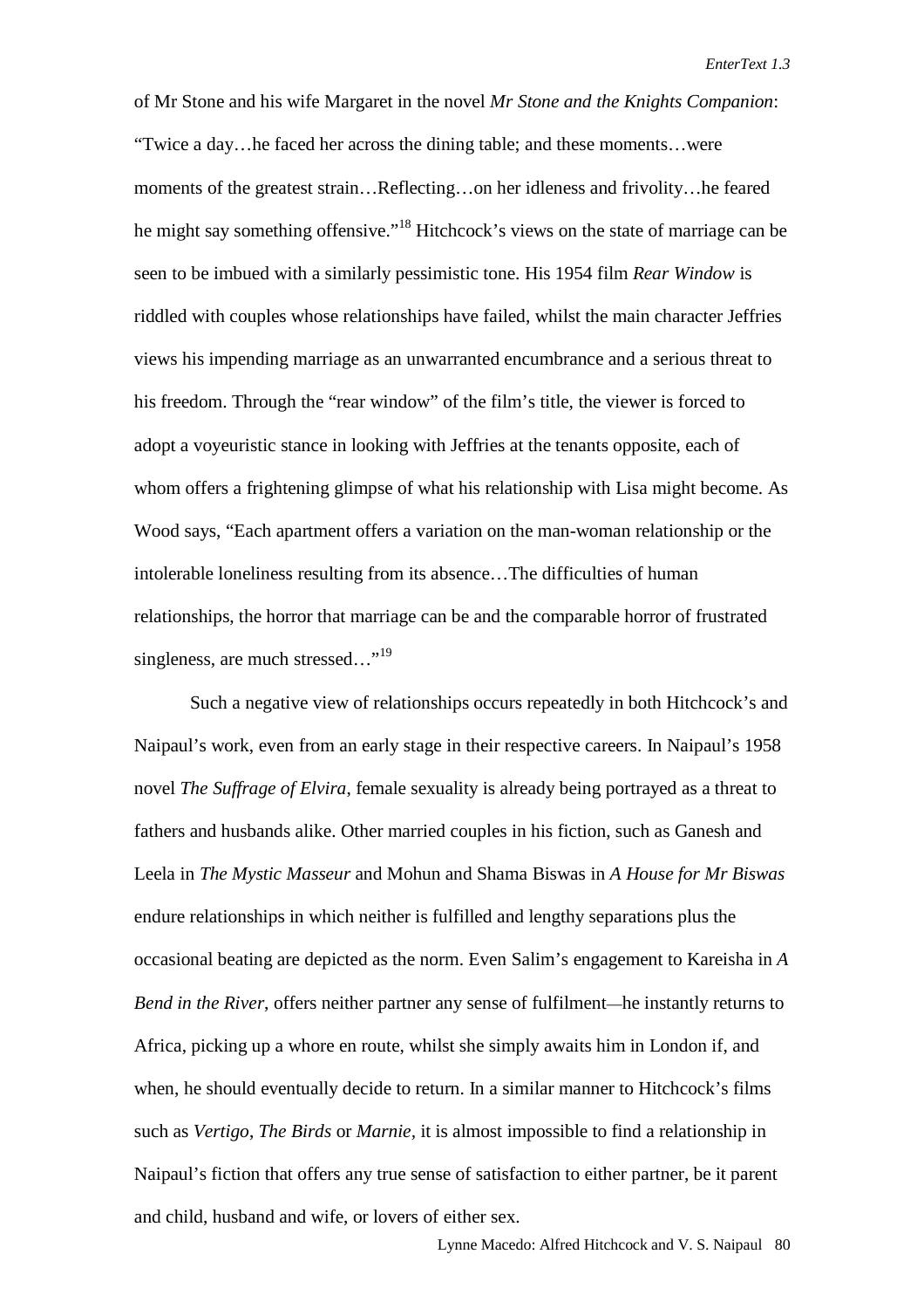of Mr Stone and his wife Margaret in the novel *Mr Stone and the Knights Companion*: "Twice a day…he faced her across the dining table; and these moments…were moments of the greatest strain…Reflecting…on her idleness and frivolity…he feared he might say something offensive."[18] Hitchcock's views on the state of marriage can be seen to be imbued with a similarly pessimistic tone. His 1954 film *Rear Window* is riddled with couples whose relationships have failed, whilst the main character Jeffries views his impending marriage as an unwarranted encumbrance and a serious threat to his freedom. Through the "rear window" of the film's title, the viewer is forced to adopt a voyeuristic stance in looking with Jeffries at the tenants opposite, each of whom offers a frightening glimpse of what his relationship with Lisa might become. As Wood says, "Each apartment offers a variation on the man-woman relationship or the intolerable loneliness resulting from its absence…The difficulties of human relationships, the horror that marriage can be and the comparable horror of frustrated singleness, are much stressed…"[19]

Such a negative view of relationships occurs repeatedly in both Hitchcock's and Naipaul's work, even from an early stage in their respective careers. In Naipaul's 1958 novel *The Suffrage of Elvira*, female sexuality is already being portrayed as a threat to fathers and husbands alike. Other married couples in his fiction, such as Ganesh and Leela in *The Mystic Masseur* and Mohun and Shama Biswas in *A House for Mr Biswas* endure relationships in which neither is fulfilled and lengthy separations plus the occasional beating are depicted as the norm. Even Salim's engagement to Kareisha in *A Bend in the River*, offers neither partner any sense of fulfilment—he instantly returns to Africa, picking up a whore en route, whilst she simply awaits him in London if, and when, he should eventually decide to return. In a similar manner to Hitchcock's films such as *Vertigo*, *The Birds* or *Marnie*, it is almost impossible to find a relationship in Naipaul's fiction that offers any true sense of satisfaction to either partner, be it parent and child, husband and wife, or lovers of either sex.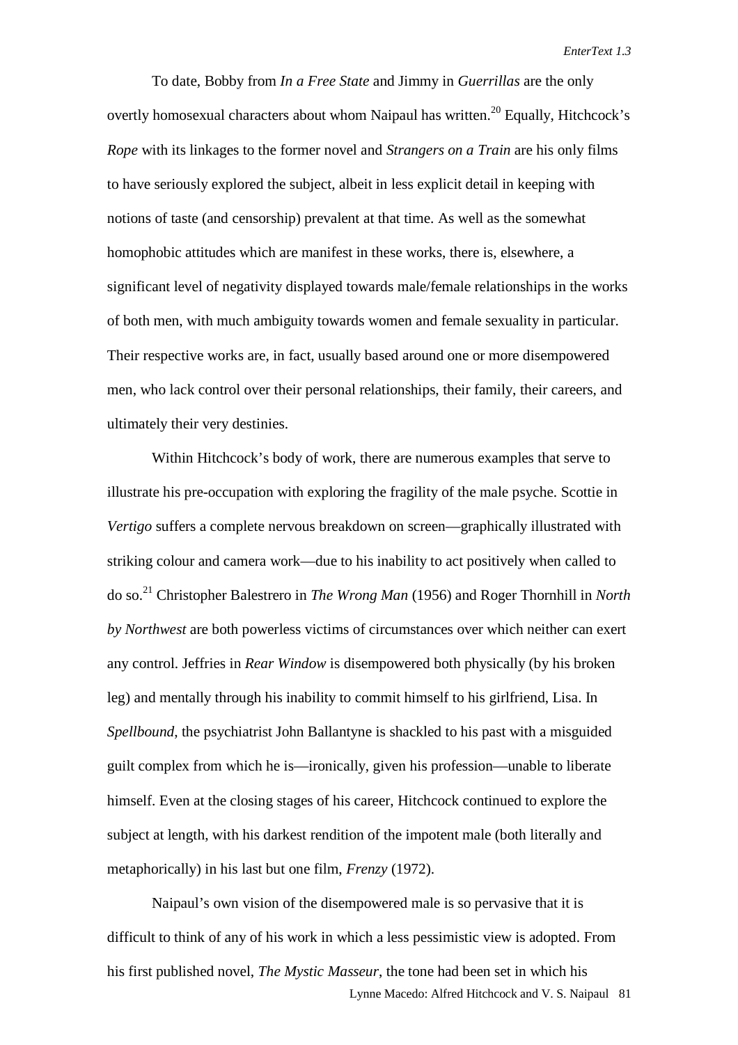To date, Bobby from *In a Free State* and Jimmy in *Guerrillas* are the only overtly homosexual characters about whom Naipaul has written.[20] Equally, Hitchcock's *Rope* with its linkages to the former novel and *Strangers on a Train* are his only films to have seriously explored the subject, albeit in less explicit detail in keeping with notions of taste (and censorship) prevalent at that time. As well as the somewhat homophobic attitudes which are manifest in these works, there is, elsewhere, a significant level of negativity displayed towards male/female relationships in the works of both men, with much ambiguity towards women and female sexuality in particular. Their respective works are, in fact, usually based around one or more disempowered men, who lack control over their personal relationships, their family, their careers, and ultimately their very destinies.

Within Hitchcock's body of work, there are numerous examples that serve to illustrate his pre-occupation with exploring the fragility of the male psyche. Scottie in *Vertigo* suffers a complete nervous breakdown on screen—graphically illustrated with striking colour and camera work—due to his inability to act positively when called to do so.[21] Christopher Balestrero in *The Wrong Man* (1956) and Roger Thornhill in *North by Northwest* are both powerless victims of circumstances over which neither can exert any control. Jeffries in *Rear Window* is disempowered both physically (by his broken leg) and mentally through his inability to commit himself to his girlfriend, Lisa. In *Spellbound*, the psychiatrist John Ballantyne is shackled to his past with a misguided guilt complex from which he is—ironically, given his profession—unable to liberate himself. Even at the closing stages of his career, Hitchcock continued to explore the subject at length, with his darkest rendition of the impotent male (both literally and metaphorically) in his last but one film, *Frenzy* (1972).

Naipaul's own vision of the disempowered male is so pervasive that it is difficult to think of any of his work in which a less pessimistic view is adopted. From his first published novel, *The Mystic Masseur*, the tone had been set in which his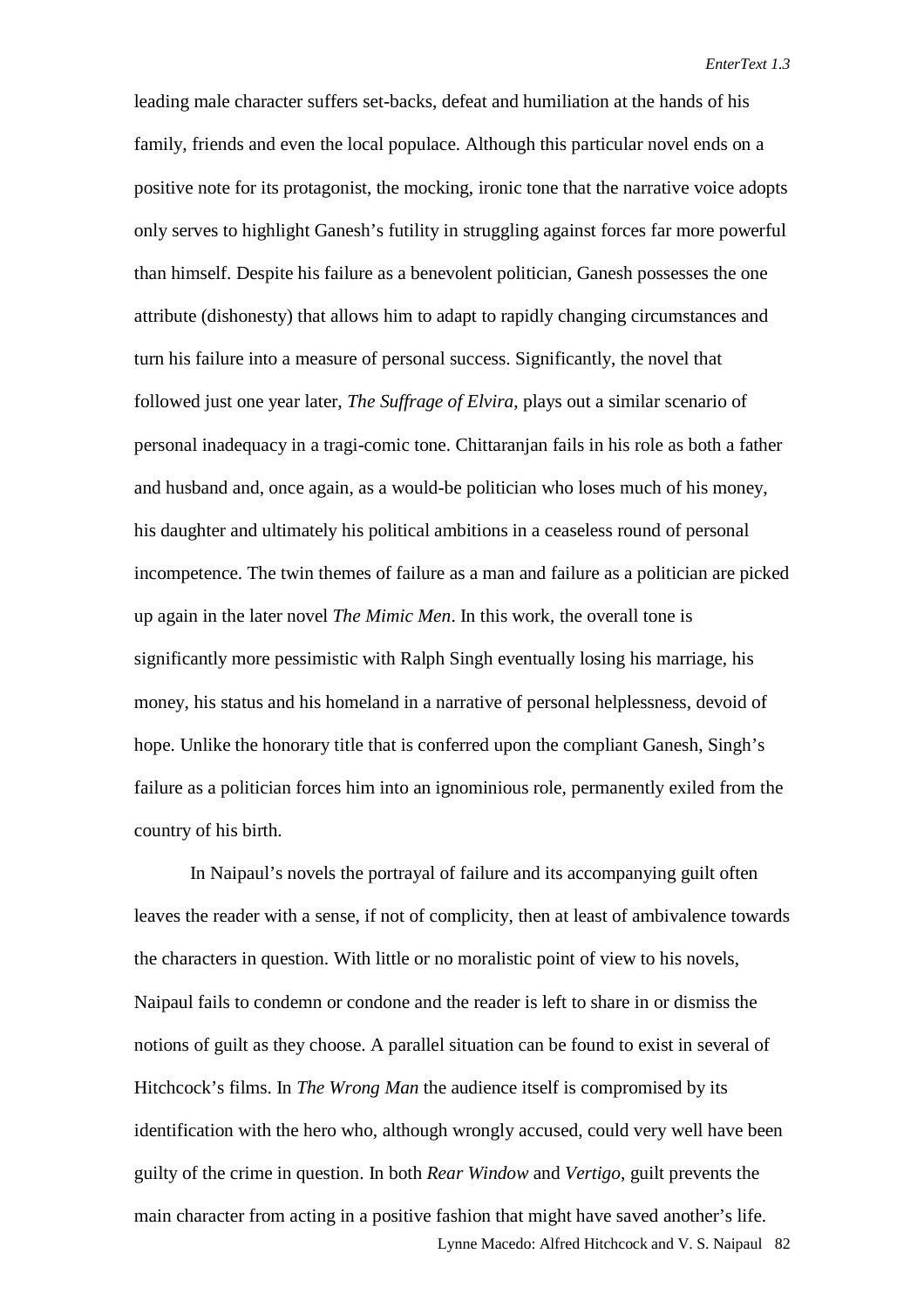leading male character suffers set-backs, defeat and humiliation at the hands of his family, friends and even the local populace. Although this particular novel ends on a positive note for its protagonist, the mocking, ironic tone that the narrative voice adopts only serves to highlight Ganesh's futility in struggling against forces far more powerful than himself. Despite his failure as a benevolent politician, Ganesh possesses the one attribute (dishonesty) that allows him to adapt to rapidly changing circumstances and turn his failure into a measure of personal success. Significantly, the novel that followed just one year later, *The Suffrage of Elvira*, plays out a similar scenario of personal inadequacy in a tragi-comic tone. Chittaranjan fails in his role as both a father and husband and, once again, as a would-be politician who loses much of his money, his daughter and ultimately his political ambitions in a ceaseless round of personal incompetence. The twin themes of failure as a man and failure as a politician are picked up again in the later novel *The Mimic Men*. In this work, the overall tone is significantly more pessimistic with Ralph Singh eventually losing his marriage, his money, his status and his homeland in a narrative of personal helplessness, devoid of hope. Unlike the honorary title that is conferred upon the compliant Ganesh, Singh's failure as a politician forces him into an ignominious role, permanently exiled from the country of his birth.

In Naipaul's novels the portrayal of failure and its accompanying guilt often leaves the reader with a sense, if not of complicity, then at least of ambivalence towards the characters in question. With little or no moralistic point of view to his novels, Naipaul fails to condemn or condone and the reader is left to share in or dismiss the notions of guilt as they choose. A parallel situation can be found to exist in several of Hitchcock's films. In *The Wrong Man* the audience itself is compromised by its identification with the hero who, although wrongly accused, could very well have been guilty of the crime in question. In both *Rear Window* and *Vertigo*, guilt prevents the main character from acting in a positive fashion that might have saved another's life.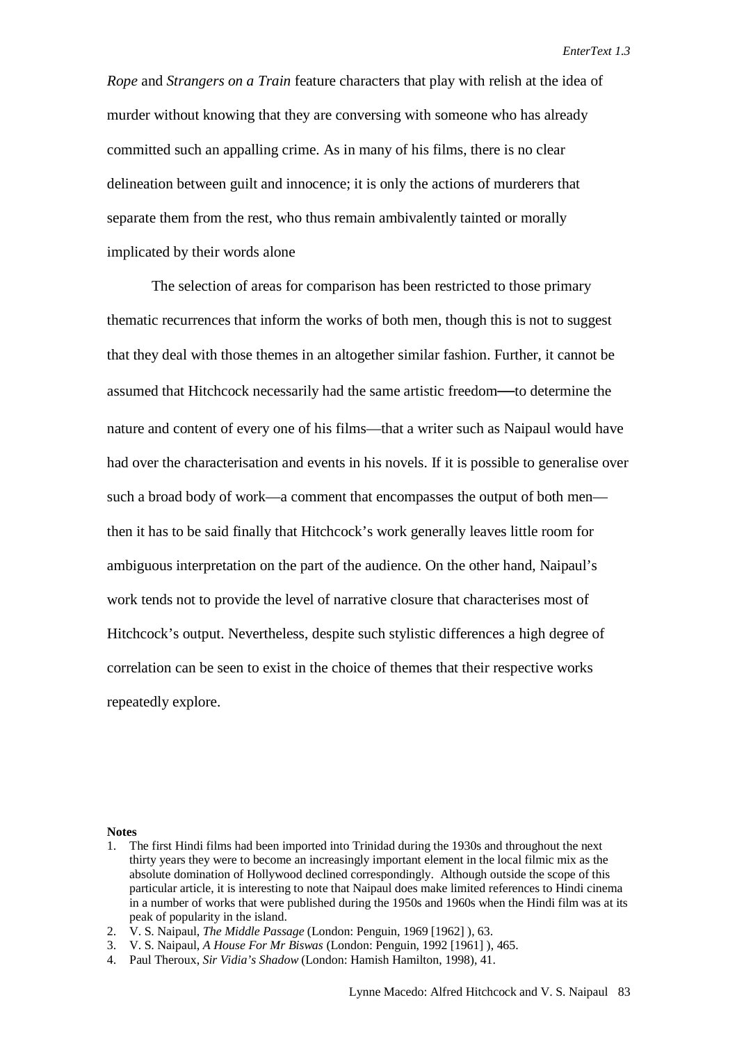*Rope* and *Strangers on a Train* feature characters that play with relish at the idea of murder without knowing that they are conversing with someone who has already committed such an appalling crime. As in many of his films, there is no clear delineation between guilt and innocence; it is only the actions of murderers that separate them from the rest, who thus remain ambivalently tainted or morally implicated by their words alone

The selection of areas for comparison has been restricted to those primary thematic recurrences that inform the works of both men, though this is not to suggest that they deal with those themes in an altogether similar fashion. Further, it cannot be assumed that Hitchcock necessarily had the same artistic freedom—to determine the nature and content of every one of his films—that a writer such as Naipaul would have had over the characterisation and events in his novels. If it is possible to generalise over such a broad body of work—a comment that encompasses the output of both men—then it has to be said finally that Hitchcock's work generally leaves little room for ambiguous interpretation on the part of the audience. On the other hand, Naipaul's work tends not to provide the level of narrative closure that characterises most of Hitchcock's output. Nevertheless, despite such stylistic differences a high degree of correlation can be seen to exist in the choice of themes that their respective works repeatedly explore.

**Notes**

1. The first Hindi films had been imported into Trinidad during the 1930s and throughout the next thirty years they were to become an increasingly important element in the local filmic mix as the absolute domination of Hollywood declined correspondingly. Although outside the scope of this particular article, it is interesting to note that Naipaul does make limited references to Hindi cinema in a number of works that were published during the 1950s and 1960s when the Hindi film was at its peak of popularity in the island.
2. V. S. Naipaul, *The Middle Passage* (London: Penguin, 1969 [1962] ), 63.
3. V. S. Naipaul, *A House For Mr Biswas* (London: Penguin, 1992 [1961] ), 465.
4. Paul Theroux, *Sir Vidia's Shadow* (London: Hamish Hamilton, 1998), 41.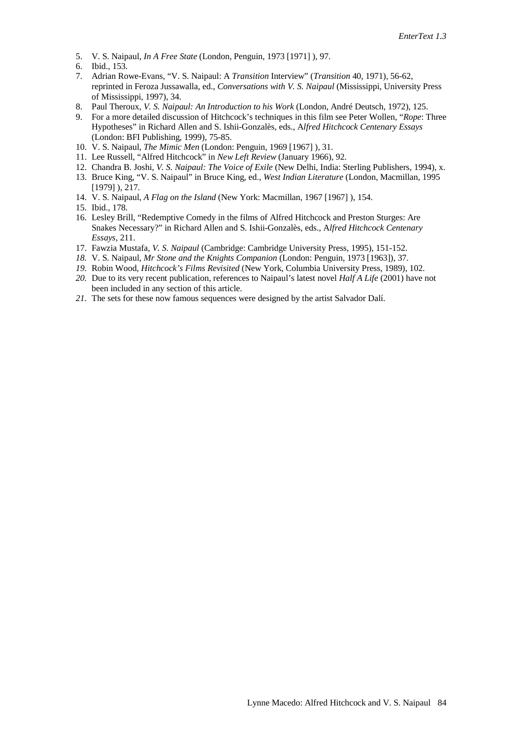5. V. S. Naipaul, *In A Free State* (London, Penguin, 1973 [1971] ), 97.
6. Ibid., 153.
7. Adrian Rowe-Evans, "V. S. Naipaul: A *Transition* Interview" (*Transition* 40, 1971), 56-62, reprinted in Feroza Jussawalla, ed., *Conversations with V. S. Naipaul* (Mississippi, University Press of Mississippi, 1997), 34.
8. Paul Theroux, *V. S. Naipaul: An Introduction to his Work* (London, André Deutsch, 1972), 125.
9. For a more detailed discussion of Hitchcock's techniques in this film see Peter Wollen, "*Rope*: Three Hypotheses" in Richard Allen and S. Ishii-Gonzalès, eds., A*lfred Hitchcock Centenary Essays* (London: BFI Publishing, 1999), 75-85.
10. V. S. Naipaul, *The Mimic Men* (London: Penguin, 1969 [1967] ), 31.
11. Lee Russell, "Alfred Hitchcock" in *New Left Review* (January 1966), 92.
12. Chandra B. Joshi, *V. S. Naipaul: The Voice of Exile* (New Delhi, India: Sterling Publishers, 1994), x.
13. Bruce King, "V. S. Naipaul" in Bruce King, ed., *West Indian Literature* (London, Macmillan, 1995 [1979] ), 217.
14. V. S. Naipaul, *A Flag on the Island* (New York: Macmillan, 1967 [1967] ), 154.
15. Ibid., 178.
16. Lesley Brill, "Redemptive Comedy in the films of Alfred Hitchcock and Preston Sturges: Are Snakes Necessary?" in Richard Allen and S. Ishii-Gonzalès, eds., A*lfred Hitchcock Centenary Essays*, 211.
17. Fawzia Mustafa, *V. S. Naipaul* (Cambridge: Cambridge University Press, 1995), 151-152.
18. V. S. Naipaul, *Mr Stone and the Knights Companion* (London: Penguin, 1973 [1963]), 37.
19. Robin Wood, *Hitchcock's Films Revisited* (New York, Columbia University Press, 1989), 102.
20. Due to its very recent publication, references to Naipaul's latest novel *Half A Life* (2001) have not been included in any section of this article.
21. The sets for these now famous sequences were designed by the artist Salvador Dalí.